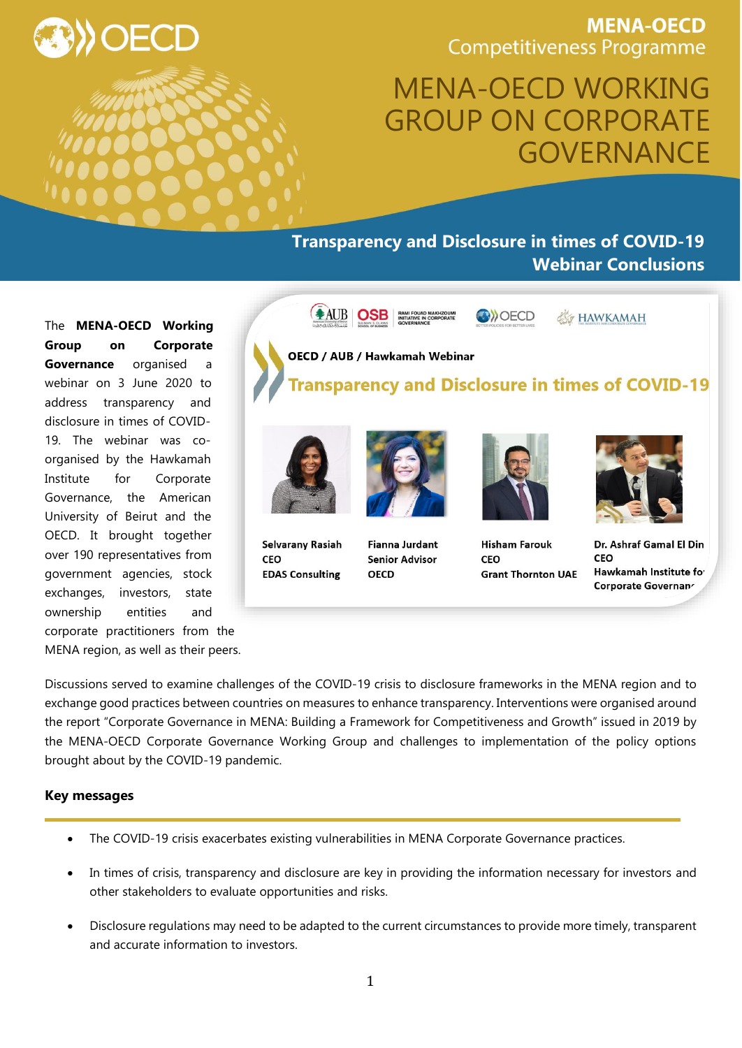**MENA-OECD**
Competitiveness Programme

# MENA-OECD WORKING GROUP ON CORPORATE GOVERNANCE

## Transparency and Disclosure in times of COVID-19
## Webinar Conclusions

The **MENA-OECD Working Group on Corporate Governance** organised a webinar on 3 June 2020 to address transparency and disclosure in times of COVID-19. The webinar was co-organised by the Hawkamah Institute for Corporate Governance, the American University of Beirut and the OECD. It brought together over 190 representatives from government agencies, stock exchanges, investors, state ownership entities and corporate practitioners from the MENA region, as well as their peers.

**OECD / AUB / Hawkamah Webinar**

**Transparency and Disclosure in times of COVID-19**

**Selvarany Rasiah**
**CEO**
**EDAS Consulting**

**Fianna Jurdant**
**Senior Advisor**
**OECD**

**Hisham Farouk**
**CEO**
**Grant Thornton UAE**

**Dr. Ashraf Gamal El Din**
**CEO**
**Hawkamah Institute for Corporate Governance**

Discussions served to examine challenges of the COVID-19 crisis to disclosure frameworks in the MENA region and to exchange good practices between countries on measures to enhance transparency. Interventions were organised around the report "Corporate Governance in MENA: Building a Framework for Competitiveness and Growth" issued in 2019 by the MENA-OECD Corporate Governance Working Group and challenges to implementation of the policy options brought about by the COVID-19 pandemic.

### Key messages

- The COVID-19 crisis exacerbates existing vulnerabilities in MENA Corporate Governance practices.
- In times of crisis, transparency and disclosure are key in providing the information necessary for investors and other stakeholders to evaluate opportunities and risks.
- Disclosure regulations may need to be adapted to the current circumstances to provide more timely, transparent and accurate information to investors.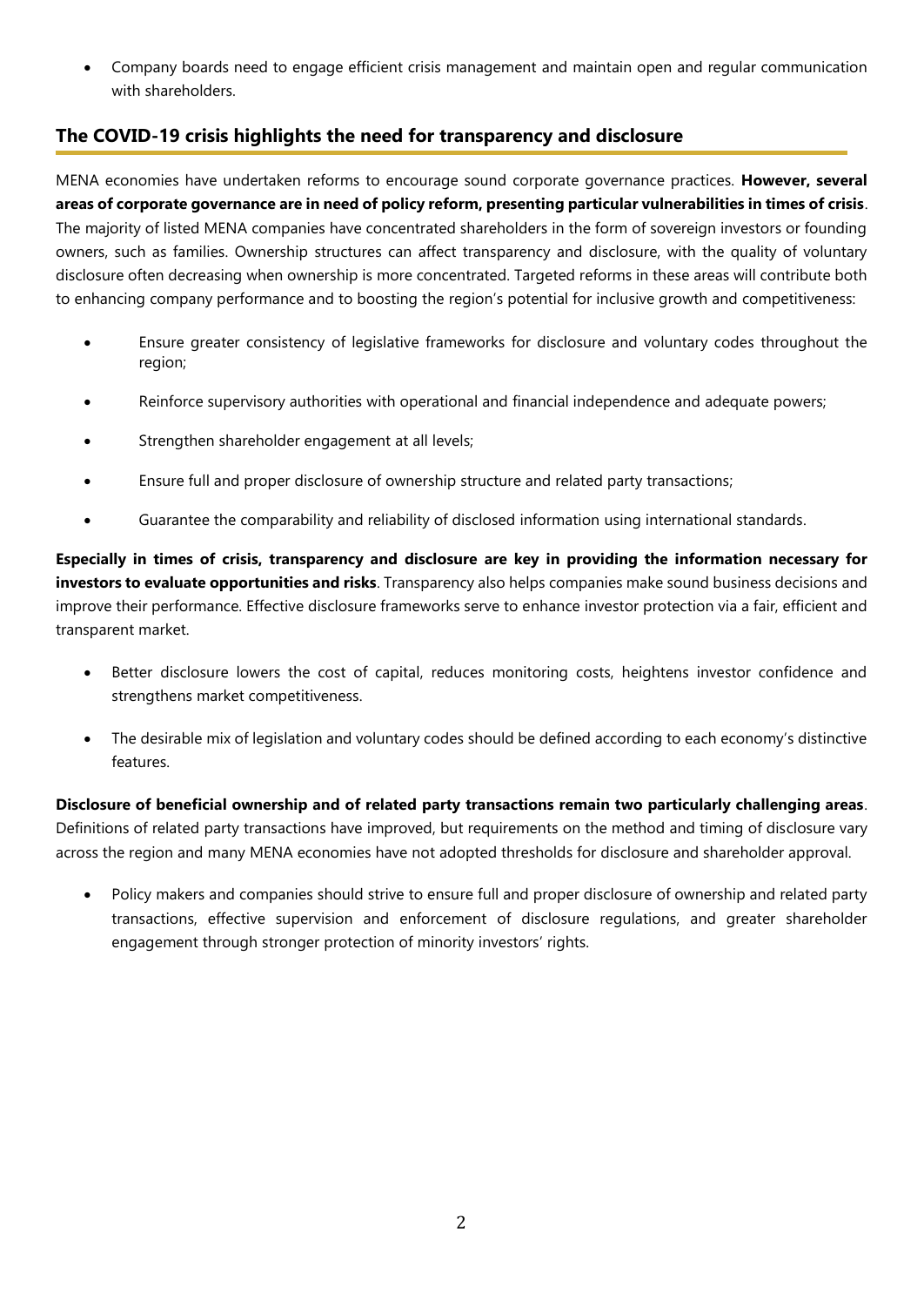- Company boards need to engage efficient crisis management and maintain open and regular communication with shareholders.

## The COVID-19 crisis highlights the need for transparency and disclosure

MENA economies have undertaken reforms to encourage sound corporate governance practices. **However, several areas of corporate governance are in need of policy reform, presenting particular vulnerabilities in times of crisis**. The majority of listed MENA companies have concentrated shareholders in the form of sovereign investors or founding owners, such as families. Ownership structures can affect transparency and disclosure, with the quality of voluntary disclosure often decreasing when ownership is more concentrated. Targeted reforms in these areas will contribute both to enhancing company performance and to boosting the region's potential for inclusive growth and competitiveness:

- Ensure greater consistency of legislative frameworks for disclosure and voluntary codes throughout the region;
- Reinforce supervisory authorities with operational and financial independence and adequate powers;
- Strengthen shareholder engagement at all levels;
- Ensure full and proper disclosure of ownership structure and related party transactions;
- Guarantee the comparability and reliability of disclosed information using international standards.

**Especially in times of crisis, transparency and disclosure are key in providing the information necessary for investors to evaluate opportunities and risks**. Transparency also helps companies make sound business decisions and improve their performance. Effective disclosure frameworks serve to enhance investor protection via a fair, efficient and transparent market.

- Better disclosure lowers the cost of capital, reduces monitoring costs, heightens investor confidence and strengthens market competitiveness.
- The desirable mix of legislation and voluntary codes should be defined according to each economy's distinctive features.

**Disclosure of beneficial ownership and of related party transactions remain two particularly challenging areas**. Definitions of related party transactions have improved, but requirements on the method and timing of disclosure vary across the region and many MENA economies have not adopted thresholds for disclosure and shareholder approval.

- Policy makers and companies should strive to ensure full and proper disclosure of ownership and related party transactions, effective supervision and enforcement of disclosure regulations, and greater shareholder engagement through stronger protection of minority investors' rights.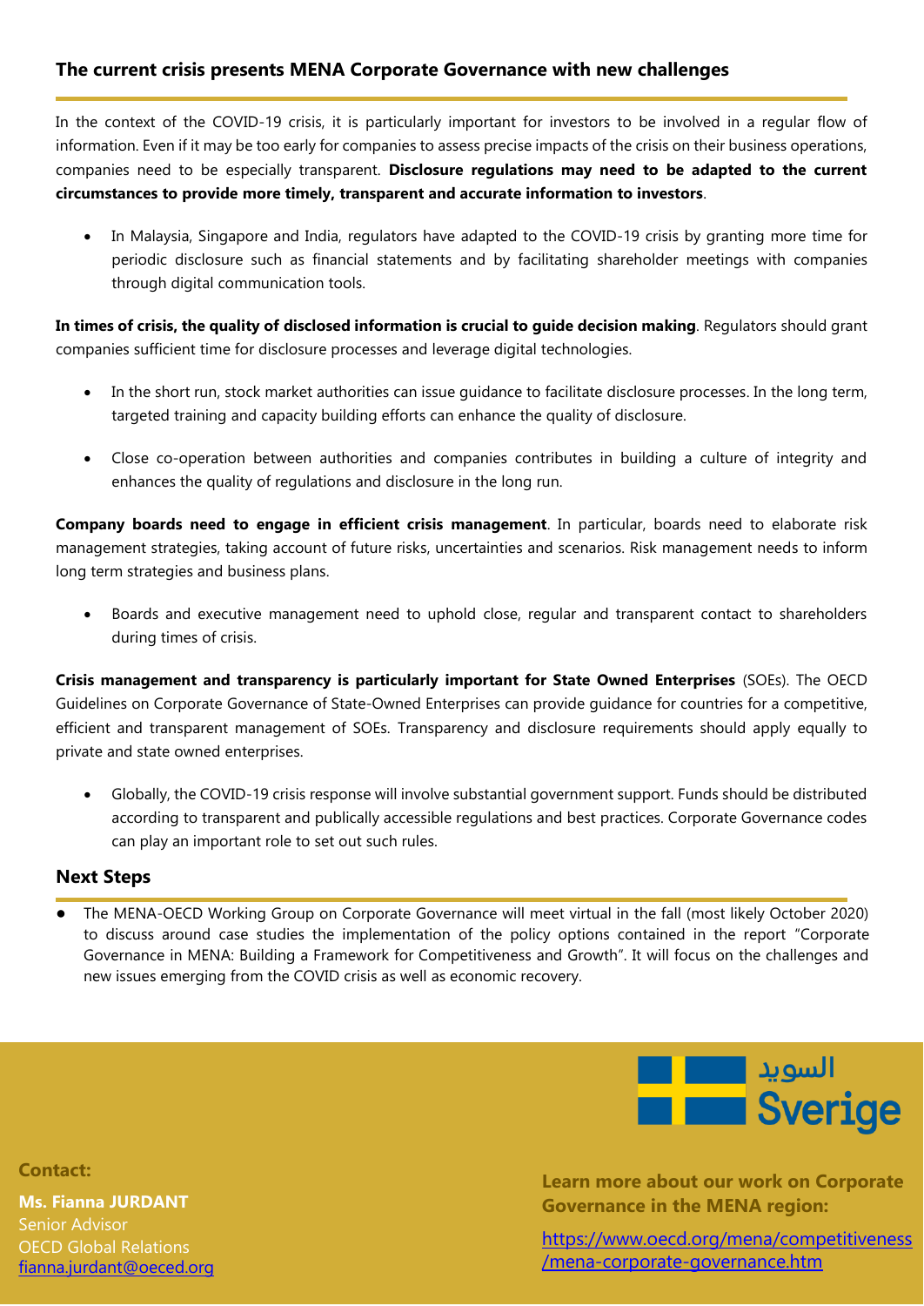## The current crisis presents MENA Corporate Governance with new challenges

In the context of the COVID-19 crisis, it is particularly important for investors to be involved in a regular flow of information. Even if it may be too early for companies to assess precise impacts of the crisis on their business operations, companies need to be especially transparent. **Disclosure regulations may need to be adapted to the current circumstances to provide more timely, transparent and accurate information to investors**.

- In Malaysia, Singapore and India, regulators have adapted to the COVID-19 crisis by granting more time for periodic disclosure such as financial statements and by facilitating shareholder meetings with companies through digital communication tools.

**In times of crisis, the quality of disclosed information is crucial to guide decision making**. Regulators should grant companies sufficient time for disclosure processes and leverage digital technologies.

- In the short run, stock market authorities can issue guidance to facilitate disclosure processes. In the long term, targeted training and capacity building efforts can enhance the quality of disclosure.
- Close co-operation between authorities and companies contributes in building a culture of integrity and enhances the quality of regulations and disclosure in the long run.

**Company boards need to engage in efficient crisis management**. In particular, boards need to elaborate risk management strategies, taking account of future risks, uncertainties and scenarios. Risk management needs to inform long term strategies and business plans.

- Boards and executive management need to uphold close, regular and transparent contact to shareholders during times of crisis.

**Crisis management and transparency is particularly important for State Owned Enterprises** (SOEs). The OECD Guidelines on Corporate Governance of State-Owned Enterprises can provide guidance for countries for a competitive, efficient and transparent management of SOEs. Transparency and disclosure requirements should apply equally to private and state owned enterprises.

- Globally, the COVID-19 crisis response will involve substantial government support. Funds should be distributed according to transparent and publically accessible regulations and best practices. Corporate Governance codes can play an important role to set out such rules.

## Next Steps

- The MENA-OECD Working Group on Corporate Governance will meet virtual in the fall (most likely October 2020) to discuss around case studies the implementation of the policy options contained in the report "Corporate Governance in MENA: Building a Framework for Competitiveness and Growth". It will focus on the challenges and new issues emerging from the COVID crisis as well as economic recovery.

السويد
Sverige

**Contact:**

**Ms. Fianna JURDANT**
Senior Advisor
OECD Global Relations
[fianna.jurdant@oeced.org](mailto:fianna.jurdant@oeced.org)

**Learn more about our work on Corporate Governance in the MENA region:**

[https://www.oecd.org/mena/competitiveness/mena-corporate-governance.htm](https://www.oecd.org/mena/competitiveness/mena-corporate-governance.htm)